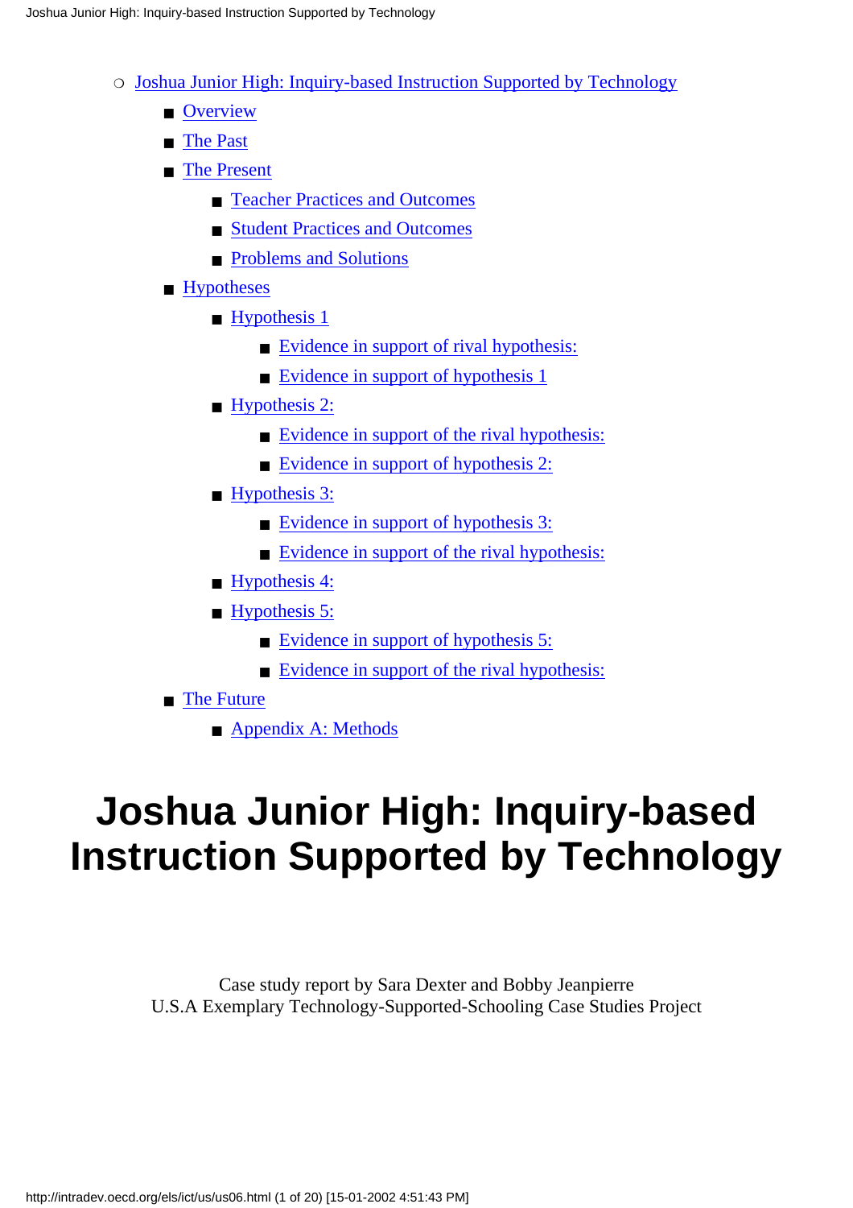- Joshua Junior High: Inquiry-based Instruction Supported by Technology
  - Overview
  - The Past
  - The Present
    - Teacher Practices and Outcomes
    - Student Practices and Outcomes
    - Problems and Solutions
  - Hypotheses
    - Hypothesis 1
      - Evidence in support of rival hypothesis:
      - Evidence in support of hypothesis 1
    - Hypothesis 2:
      - Evidence in support of the rival hypothesis:
      - Evidence in support of hypothesis 2:
    - Hypothesis 3:
      - Evidence in support of hypothesis 3:
      - Evidence in support of the rival hypothesis:
    - Hypothesis 4:
    - Hypothesis 5:
      - Evidence in support of hypothesis 5:
      - Evidence in support of the rival hypothesis:
  - The Future
    - Appendix A: Methods

# Joshua Junior High: Inquiry-based Instruction Supported by Technology

Case study report by Sara Dexter and Bobby Jeanpierre
U.S.A Exemplary Technology-Supported-Schooling Case Studies Project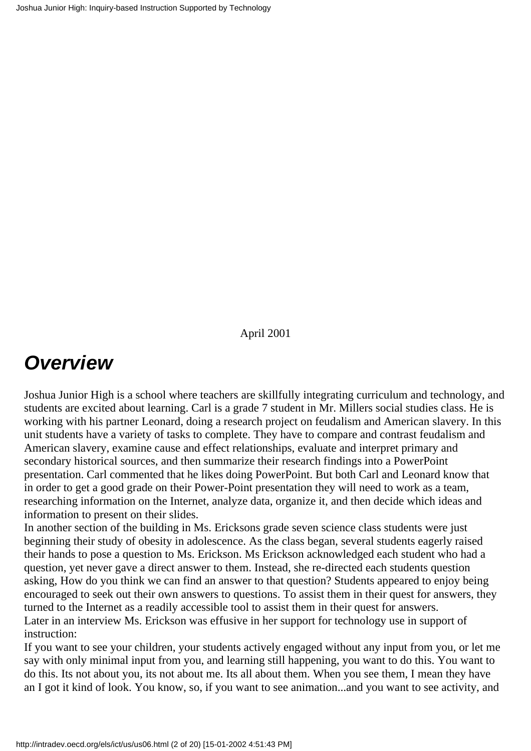April 2001

## Overview

Joshua Junior High is a school where teachers are skillfully integrating curriculum and technology, and students are excited about learning. Carl is a grade 7 student in Mr. Millers social studies class. He is working with his partner Leonard, doing a research project on feudalism and American slavery. In this unit students have a variety of tasks to complete. They have to compare and contrast feudalism and American slavery, examine cause and effect relationships, evaluate and interpret primary and secondary historical sources, and then summarize their research findings into a PowerPoint presentation. Carl commented that he likes doing PowerPoint. But both Carl and Leonard know that in order to get a good grade on their Power-Point presentation they will need to work as a team, researching information on the Internet, analyze data, organize it, and then decide which ideas and information to present on their slides.

In another section of the building in Ms. Ericksons grade seven science class students were just beginning their study of obesity in adolescence. As the class began, several students eagerly raised their hands to pose a question to Ms. Erickson. Ms Erickson acknowledged each student who had a question, yet never gave a direct answer to them. Instead, she re-directed each students question asking, How do you think we can find an answer to that question? Students appeared to enjoy being encouraged to seek out their own answers to questions. To assist them in their quest for answers, they turned to the Internet as a readily accessible tool to assist them in their quest for answers.

Later in an interview Ms. Erickson was effusive in her support for technology use in support of instruction:

If you want to see your children, your students actively engaged without any input from you, or let me say with only minimal input from you, and learning still happening, you want to do this. You want to do this. Its not about you, its not about me. Its all about them. When you see them, I mean they have an I got it kind of look. You know, so, if you want to see animation...and you want to see activity, and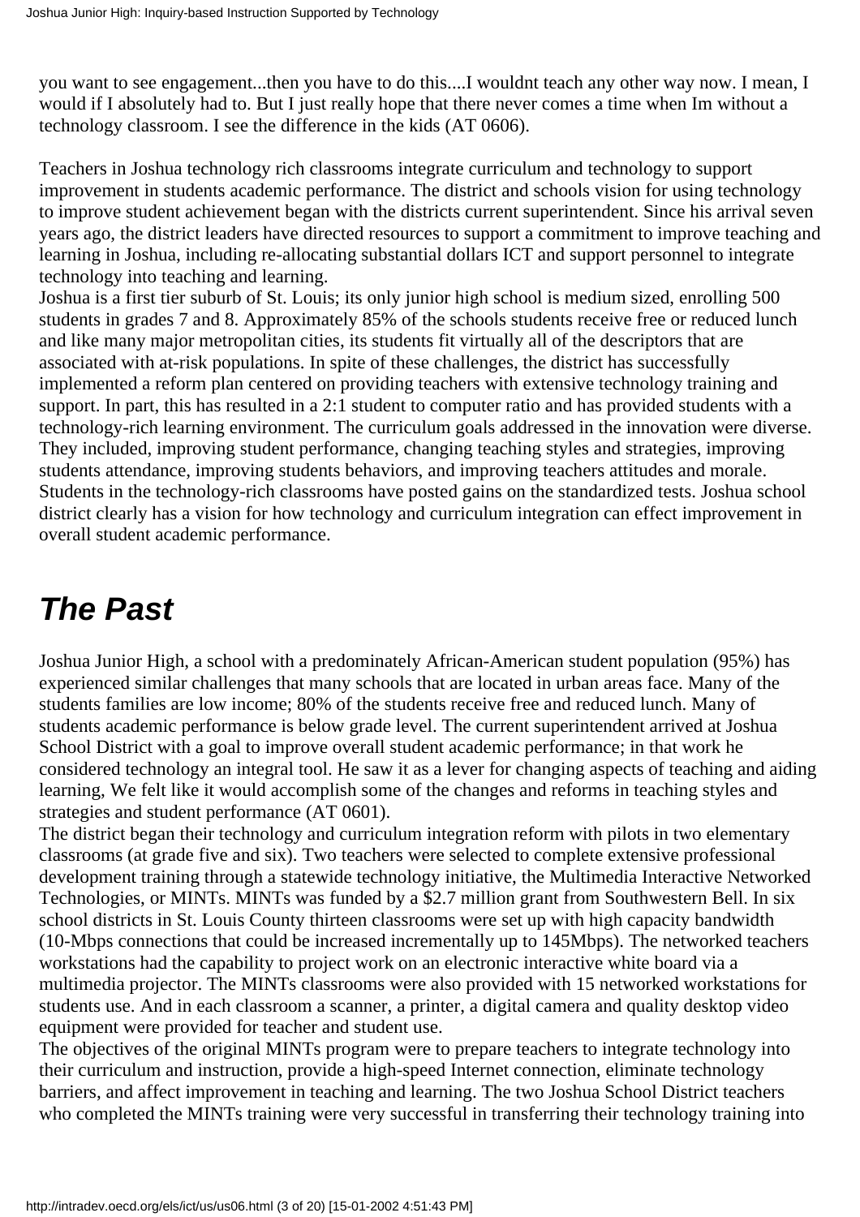you want to see engagement...then you have to do this....I wouldnt teach any other way now. I mean, I would if I absolutely had to. But I just really hope that there never comes a time when Im without a technology classroom. I see the difference in the kids (AT 0606).

Teachers in Joshua technology rich classrooms integrate curriculum and technology to support improvement in students academic performance. The district and schools vision for using technology to improve student achievement began with the districts current superintendent. Since his arrival seven years ago, the district leaders have directed resources to support a commitment to improve teaching and learning in Joshua, including re-allocating substantial dollars ICT and support personnel to integrate technology into teaching and learning.
Joshua is a first tier suburb of St. Louis; its only junior high school is medium sized, enrolling 500 students in grades 7 and 8. Approximately 85% of the schools students receive free or reduced lunch and like many major metropolitan cities, its students fit virtually all of the descriptors that are associated with at-risk populations. In spite of these challenges, the district has successfully implemented a reform plan centered on providing teachers with extensive technology training and support. In part, this has resulted in a 2:1 student to computer ratio and has provided students with a technology-rich learning environment. The curriculum goals addressed in the innovation were diverse. They included, improving student performance, changing teaching styles and strategies, improving students attendance, improving students behaviors, and improving teachers attitudes and morale. Students in the technology-rich classrooms have posted gains on the standardized tests. Joshua school district clearly has a vision for how technology and curriculum integration can effect improvement in overall student academic performance.

## *The Past*

Joshua Junior High, a school with a predominately African-American student population (95%) has experienced similar challenges that many schools that are located in urban areas face. Many of the students families are low income; 80% of the students receive free and reduced lunch. Many of students academic performance is below grade level. The current superintendent arrived at Joshua School District with a goal to improve overall student academic performance; in that work he considered technology an integral tool. He saw it as a lever for changing aspects of teaching and aiding learning, We felt like it would accomplish some of the changes and reforms in teaching styles and strategies and student performance (AT 0601).
The district began their technology and curriculum integration reform with pilots in two elementary classrooms (at grade five and six). Two teachers were selected to complete extensive professional development training through a statewide technology initiative, the Multimedia Interactive Networked Technologies, or MINTs. MINTs was funded by a $2.7 million grant from Southwestern Bell. In six school districts in St. Louis County thirteen classrooms were set up with high capacity bandwidth (10-Mbps connections that could be increased incrementally up to 145Mbps). The networked teachers workstations had the capability to project work on an electronic interactive white board via a multimedia projector. The MINTs classrooms were also provided with 15 networked workstations for students use. And in each classroom a scanner, a printer, a digital camera and quality desktop video equipment were provided for teacher and student use.
The objectives of the original MINTs program were to prepare teachers to integrate technology into their curriculum and instruction, provide a high-speed Internet connection, eliminate technology barriers, and affect improvement in teaching and learning. The two Joshua School District teachers who completed the MINTs training were very successful in transferring their technology training into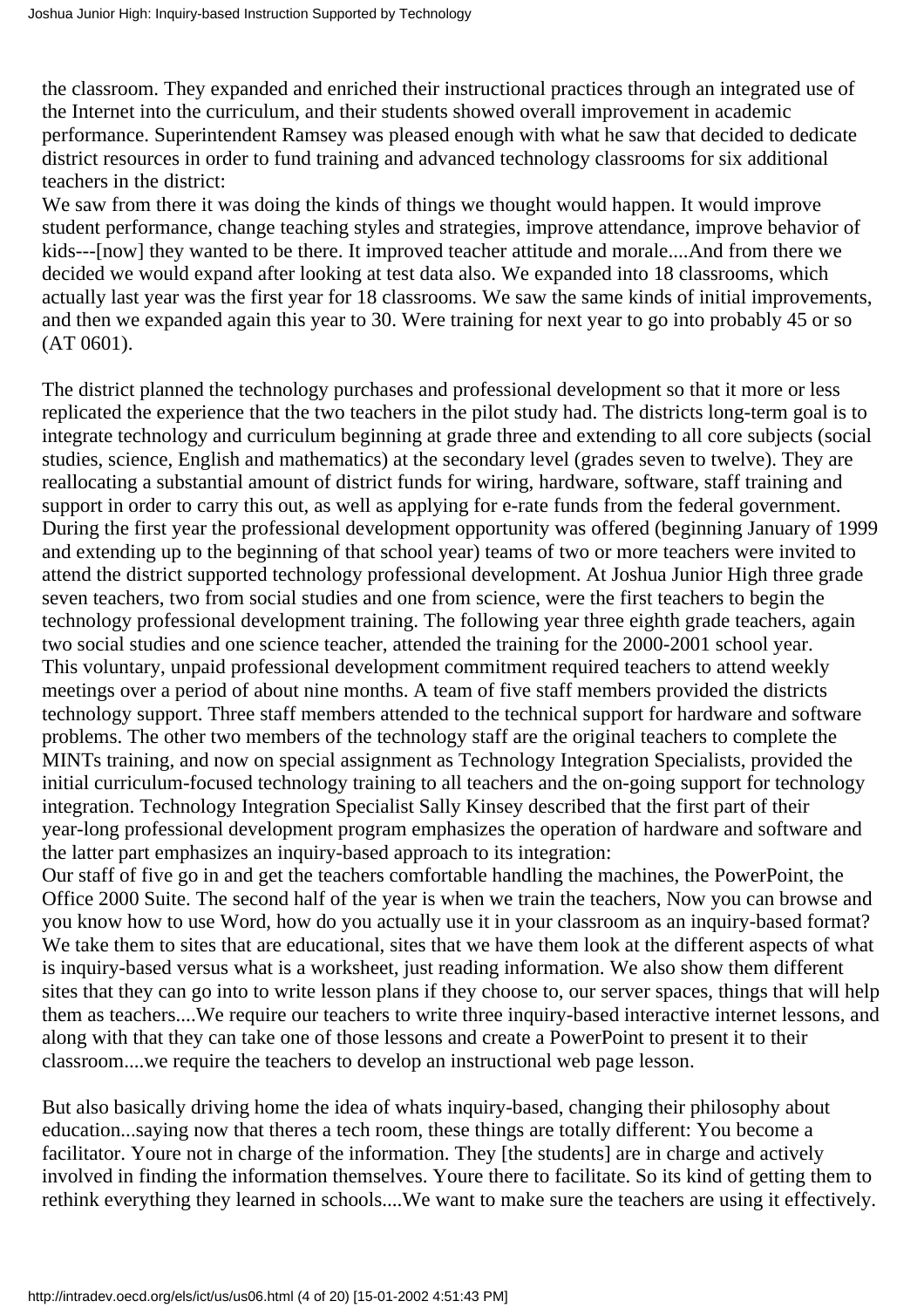the classroom. They expanded and enriched their instructional practices through an integrated use of the Internet into the curriculum, and their students showed overall improvement in academic performance. Superintendent Ramsey was pleased enough with what he saw that decided to dedicate district resources in order to fund training and advanced technology classrooms for six additional teachers in the district:

We saw from there it was doing the kinds of things we thought would happen. It would improve student performance, change teaching styles and strategies, improve attendance, improve behavior of kids---[now] they wanted to be there. It improved teacher attitude and morale....And from there we decided we would expand after looking at test data also. We expanded into 18 classrooms, which actually last year was the first year for 18 classrooms. We saw the same kinds of initial improvements, and then we expanded again this year to 30. Were training for next year to go into probably 45 or so (AT 0601).

The district planned the technology purchases and professional development so that it more or less replicated the experience that the two teachers in the pilot study had. The districts long-term goal is to integrate technology and curriculum beginning at grade three and extending to all core subjects (social studies, science, English and mathematics) at the secondary level (grades seven to twelve). They are reallocating a substantial amount of district funds for wiring, hardware, software, staff training and support in order to carry this out, as well as applying for e-rate funds from the federal government. During the first year the professional development opportunity was offered (beginning January of 1999 and extending up to the beginning of that school year) teams of two or more teachers were invited to attend the district supported technology professional development. At Joshua Junior High three grade seven teachers, two from social studies and one from science, were the first teachers to begin the technology professional development training. The following year three eighth grade teachers, again two social studies and one science teacher, attended the training for the 2000-2001 school year. This voluntary, unpaid professional development commitment required teachers to attend weekly meetings over a period of about nine months. A team of five staff members provided the districts technology support. Three staff members attended to the technical support for hardware and software problems. The other two members of the technology staff are the original teachers to complete the MINTs training, and now on special assignment as Technology Integration Specialists, provided the initial curriculum-focused technology training to all teachers and the on-going support for technology integration. Technology Integration Specialist Sally Kinsey described that the first part of their year-long professional development program emphasizes the operation of hardware and software and the latter part emphasizes an inquiry-based approach to its integration:

Our staff of five go in and get the teachers comfortable handling the machines, the PowerPoint, the Office 2000 Suite. The second half of the year is when we train the teachers, Now you can browse and you know how to use Word, how do you actually use it in your classroom as an inquiry-based format? We take them to sites that are educational, sites that we have them look at the different aspects of what is inquiry-based versus what is a worksheet, just reading information. We also show them different sites that they can go into to write lesson plans if they choose to, our server spaces, things that will help them as teachers....We require our teachers to write three inquiry-based interactive internet lessons, and along with that they can take one of those lessons and create a PowerPoint to present it to their classroom....we require the teachers to develop an instructional web page lesson.

But also basically driving home the idea of whats inquiry-based, changing their philosophy about education...saying now that theres a tech room, these things are totally different: You become a facilitator. Youre not in charge of the information. They [the students] are in charge and actively involved in finding the information themselves. Youre there to facilitate. So its kind of getting them to rethink everything they learned in schools....We want to make sure the teachers are using it effectively.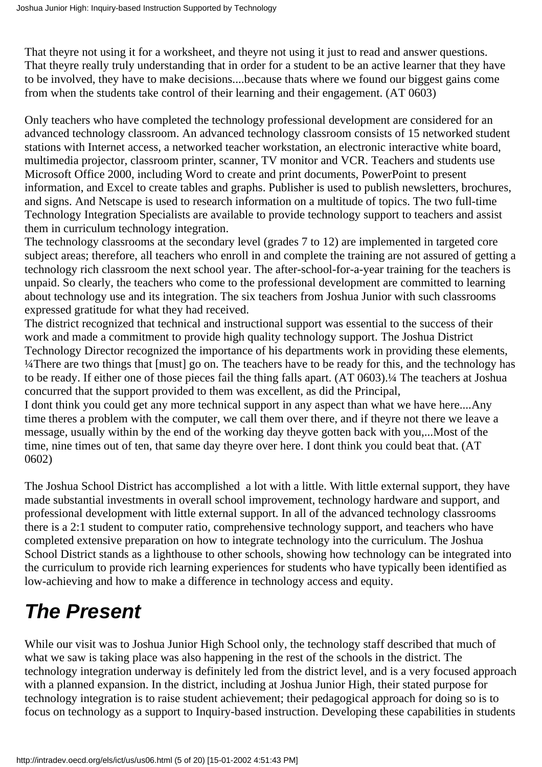That theyre not using it for a worksheet, and theyre not using it just to read and answer questions. That theyre really truly understanding that in order for a student to be an active learner that they have to be involved, they have to make decisions....because thats where we found our biggest gains come from when the students take control of their learning and their engagement. (AT 0603)

Only teachers who have completed the technology professional development are considered for an advanced technology classroom. An advanced technology classroom consists of 15 networked student stations with Internet access, a networked teacher workstation, an electronic interactive white board, multimedia projector, classroom printer, scanner, TV monitor and VCR. Teachers and students use Microsoft Office 2000, including Word to create and print documents, PowerPoint to present information, and Excel to create tables and graphs. Publisher is used to publish newsletters, brochures, and signs. And Netscape is used to research information on a multitude of topics. The two full-time Technology Integration Specialists are available to provide technology support to teachers and assist them in curriculum technology integration.

The technology classrooms at the secondary level (grades 7 to 12) are implemented in targeted core subject areas; therefore, all teachers who enroll in and complete the training are not assured of getting a technology rich classroom the next school year. The after-school-for-a-year training for the teachers is unpaid. So clearly, the teachers who come to the professional development are committed to learning about technology use and its integration. The six teachers from Joshua Junior with such classrooms expressed gratitude for what they had received.

The district recognized that technical and instructional support was essential to the success of their work and made a commitment to provide high quality technology support. The Joshua District Technology Director recognized the importance of his departments work in providing these elements, ¼There are two things that [must] go on. The teachers have to be ready for this, and the technology has to be ready. If either one of those pieces fail the thing falls apart. (AT 0603).¼ The teachers at Joshua concurred that the support provided to them was excellent, as did the Principal,

I dont think you could get any more technical support in any aspect than what we have here....Any time theres a problem with the computer, we call them over there, and if theyre not there we leave a message, usually within by the end of the working day theyve gotten back with you,...Most of the time, nine times out of ten, that same day theyre over here. I dont think you could beat that. (AT 0602)

The Joshua School District has accomplished a lot with a little. With little external support, they have made substantial investments in overall school improvement, technology hardware and support, and professional development with little external support. In all of the advanced technology classrooms there is a 2:1 student to computer ratio, comprehensive technology support, and teachers who have completed extensive preparation on how to integrate technology into the curriculum. The Joshua School District stands as a lighthouse to other schools, showing how technology can be integrated into the curriculum to provide rich learning experiences for students who have typically been identified as low-achieving and how to make a difference in technology access and equity.

## *The Present*

While our visit was to Joshua Junior High School only, the technology staff described that much of what we saw is taking place was also happening in the rest of the schools in the district. The technology integration underway is definitely led from the district level, and is a very focused approach with a planned expansion. In the district, including at Joshua Junior High, their stated purpose for technology integration is to raise student achievement; their pedagogical approach for doing so is to focus on technology as a support to Inquiry-based instruction. Developing these capabilities in students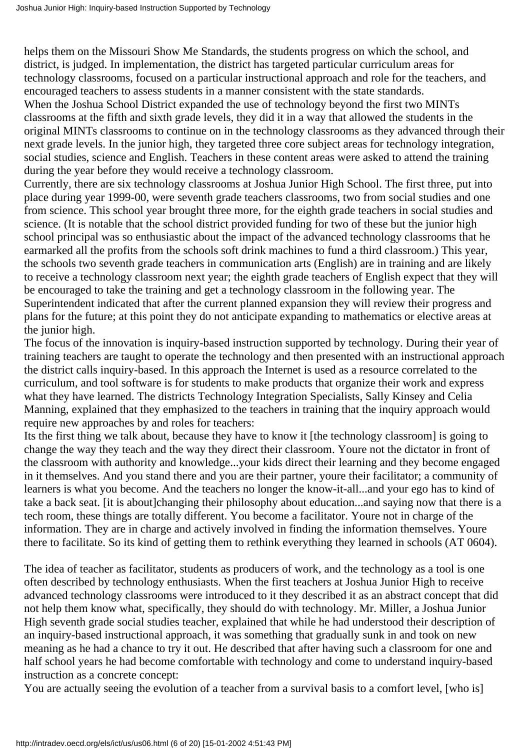helps them on the Missouri Show Me Standards, the students progress on which the school, and district, is judged. In implementation, the district has targeted particular curriculum areas for technology classrooms, focused on a particular instructional approach and role for the teachers, and encouraged teachers to assess students in a manner consistent with the state standards.

When the Joshua School District expanded the use of technology beyond the first two MINTs classrooms at the fifth and sixth grade levels, they did it in a way that allowed the students in the original MINTs classrooms to continue on in the technology classrooms as they advanced through their next grade levels. In the junior high, they targeted three core subject areas for technology integration, social studies, science and English. Teachers in these content areas were asked to attend the training during the year before they would receive a technology classroom.

Currently, there are six technology classrooms at Joshua Junior High School. The first three, put into place during year 1999-00, were seventh grade teachers classrooms, two from social studies and one from science. This school year brought three more, for the eighth grade teachers in social studies and science. (It is notable that the school district provided funding for two of these but the junior high school principal was so enthusiastic about the impact of the advanced technology classrooms that he earmarked all the profits from the schools soft drink machines to fund a third classroom.) This year, the schools two seventh grade teachers in communication arts (English) are in training and are likely to receive a technology classroom next year; the eighth grade teachers of English expect that they will be encouraged to take the training and get a technology classroom in the following year. The Superintendent indicated that after the current planned expansion they will review their progress and plans for the future; at this point they do not anticipate expanding to mathematics or elective areas at the junior high.

The focus of the innovation is inquiry-based instruction supported by technology. During their year of training teachers are taught to operate the technology and then presented with an instructional approach the district calls inquiry-based. In this approach the Internet is used as a resource correlated to the curriculum, and tool software is for students to make products that organize their work and express what they have learned. The districts Technology Integration Specialists, Sally Kinsey and Celia Manning, explained that they emphasized to the teachers in training that the inquiry approach would require new approaches by and roles for teachers:

Its the first thing we talk about, because they have to know it [the technology classroom] is going to change the way they teach and the way they direct their classroom. Youre not the dictator in front of the classroom with authority and knowledge...your kids direct their learning and they become engaged in it themselves. And you stand there and you are their partner, youre their facilitator; a community of learners is what you become. And the teachers no longer the know-it-all...and your ego has to kind of take a back seat. [it is about]changing their philosophy about education...and saying now that there is a tech room, these things are totally different. You become a facilitator. Youre not in charge of the information. They are in charge and actively involved in finding the information themselves. Youre there to facilitate. So its kind of getting them to rethink everything they learned in schools (AT 0604).

The idea of teacher as facilitator, students as producers of work, and the technology as a tool is one often described by technology enthusiasts. When the first teachers at Joshua Junior High to receive advanced technology classrooms were introduced to it they described it as an abstract concept that did not help them know what, specifically, they should do with technology. Mr. Miller, a Joshua Junior High seventh grade social studies teacher, explained that while he had understood their description of an inquiry-based instructional approach, it was something that gradually sunk in and took on new meaning as he had a chance to try it out. He described that after having such a classroom for one and half school years he had become comfortable with technology and come to understand inquiry-based instruction as a concrete concept:

You are actually seeing the evolution of a teacher from a survival basis to a comfort level, [who is]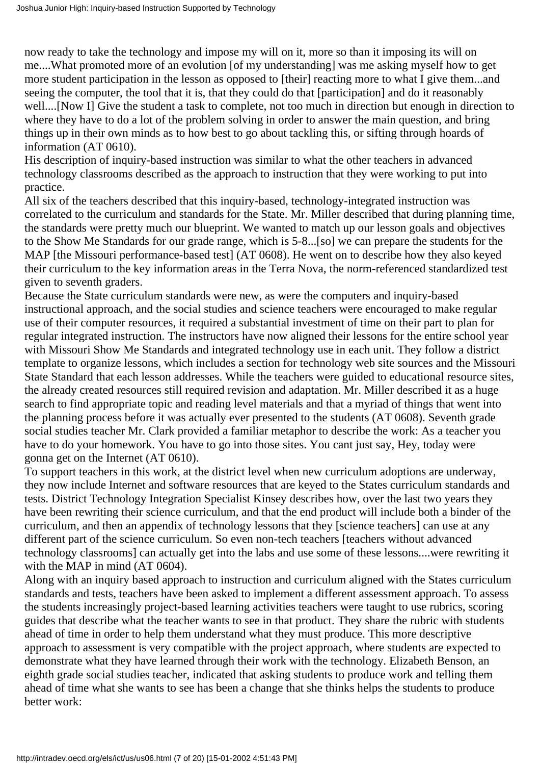now ready to take the technology and impose my will on it, more so than it imposing its will on me....What promoted more of an evolution [of my understanding] was me asking myself how to get more student participation in the lesson as opposed to [their] reacting more to what I give them...and seeing the computer, the tool that it is, that they could do that [participation] and do it reasonably well....[Now I] Give the student a task to complete, not too much in direction but enough in direction to where they have to do a lot of the problem solving in order to answer the main question, and bring things up in their own minds as to how best to go about tackling this, or sifting through hoards of information (AT 0610).

His description of inquiry-based instruction was similar to what the other teachers in advanced technology classrooms described as the approach to instruction that they were working to put into practice.

All six of the teachers described that this inquiry-based, technology-integrated instruction was correlated to the curriculum and standards for the State. Mr. Miller described that during planning time, the standards were pretty much our blueprint. We wanted to match up our lesson goals and objectives to the Show Me Standards for our grade range, which is 5-8...[so] we can prepare the students for the MAP [the Missouri performance-based test] (AT 0608). He went on to describe how they also keyed their curriculum to the key information areas in the Terra Nova, the norm-referenced standardized test given to seventh graders.

Because the State curriculum standards were new, as were the computers and inquiry-based instructional approach, and the social studies and science teachers were encouraged to make regular use of their computer resources, it required a substantial investment of time on their part to plan for regular integrated instruction. The instructors have now aligned their lessons for the entire school year with Missouri Show Me Standards and integrated technology use in each unit. They follow a district template to organize lessons, which includes a section for technology web site sources and the Missouri State Standard that each lesson addresses. While the teachers were guided to educational resource sites, the already created resources still required revision and adaptation. Mr. Miller described it as a huge search to find appropriate topic and reading level materials and that a myriad of things that went into the planning process before it was actually ever presented to the students (AT 0608). Seventh grade social studies teacher Mr. Clark provided a familiar metaphor to describe the work: As a teacher you have to do your homework. You have to go into those sites. You cant just say, Hey, today were gonna get on the Internet (AT 0610).

To support teachers in this work, at the district level when new curriculum adoptions are underway, they now include Internet and software resources that are keyed to the States curriculum standards and tests. District Technology Integration Specialist Kinsey describes how, over the last two years they have been rewriting their science curriculum, and that the end product will include both a binder of the curriculum, and then an appendix of technology lessons that they [science teachers] can use at any different part of the science curriculum. So even non-tech teachers [teachers without advanced technology classrooms] can actually get into the labs and use some of these lessons....were rewriting it with the MAP in mind (AT 0604).

Along with an inquiry based approach to instruction and curriculum aligned with the States curriculum standards and tests, teachers have been asked to implement a different assessment approach. To assess the students increasingly project-based learning activities teachers were taught to use rubrics, scoring guides that describe what the teacher wants to see in that product. They share the rubric with students ahead of time in order to help them understand what they must produce. This more descriptive approach to assessment is very compatible with the project approach, where students are expected to demonstrate what they have learned through their work with the technology. Elizabeth Benson, an eighth grade social studies teacher, indicated that asking students to produce work and telling them ahead of time what she wants to see has been a change that she thinks helps the students to produce better work: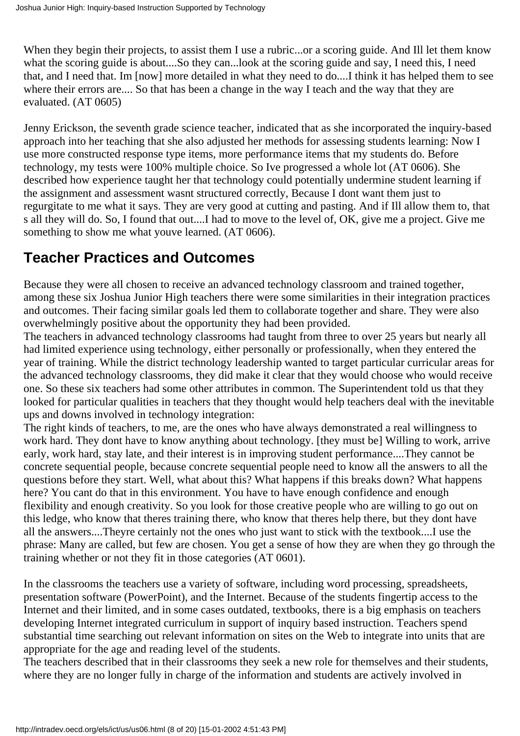When they begin their projects, to assist them I use a rubric...or a scoring guide. And Ill let them know what the scoring guide is about....So they can...look at the scoring guide and say, I need this, I need that, and I need that. Im [now] more detailed in what they need to do....I think it has helped them to see where their errors are.... So that has been a change in the way I teach and the way that they are evaluated. (AT 0605)

Jenny Erickson, the seventh grade science teacher, indicated that as she incorporated the inquiry-based approach into her teaching that she also adjusted her methods for assessing students learning: Now I use more constructed response type items, more performance items that my students do. Before technology, my tests were 100% multiple choice. So Ive progressed a whole lot (AT 0606). She described how experience taught her that technology could potentially undermine student learning if the assignment and assessment wasnt structured correctly, Because I dont want them just to regurgitate to me what it says. They are very good at cutting and pasting. And if Ill allow them to, that s all they will do. So, I found that out....I had to move to the level of, OK, give me a project. Give me something to show me what youve learned. (AT 0606).

## Teacher Practices and Outcomes

Because they were all chosen to receive an advanced technology classroom and trained together, among these six Joshua Junior High teachers there were some similarities in their integration practices and outcomes. Their facing similar goals led them to collaborate together and share. They were also overwhelmingly positive about the opportunity they had been provided.

The teachers in advanced technology classrooms had taught from three to over 25 years but nearly all had limited experience using technology, either personally or professionally, when they entered the year of training. While the district technology leadership wanted to target particular curricular areas for the advanced technology classrooms, they did make it clear that they would choose who would receive one. So these six teachers had some other attributes in common. The Superintendent told us that they looked for particular qualities in teachers that they thought would help teachers deal with the inevitable ups and downs involved in technology integration:

The right kinds of teachers, to me, are the ones who have always demonstrated a real willingness to work hard. They dont have to know anything about technology. [they must be] Willing to work, arrive early, work hard, stay late, and their interest is in improving student performance....They cannot be concrete sequential people, because concrete sequential people need to know all the answers to all the questions before they start. Well, what about this? What happens if this breaks down? What happens here? You cant do that in this environment. You have to have enough confidence and enough flexibility and enough creativity. So you look for those creative people who are willing to go out on this ledge, who know that theres training there, who know that theres help there, but they dont have all the answers....Theyre certainly not the ones who just want to stick with the textbook....I use the phrase: Many are called, but few are chosen. You get a sense of how they are when they go through the training whether or not they fit in those categories (AT 0601).

In the classrooms the teachers use a variety of software, including word processing, spreadsheets, presentation software (PowerPoint), and the Internet. Because of the students fingertip access to the Internet and their limited, and in some cases outdated, textbooks, there is a big emphasis on teachers developing Internet integrated curriculum in support of inquiry based instruction. Teachers spend substantial time searching out relevant information on sites on the Web to integrate into units that are appropriate for the age and reading level of the students.

The teachers described that in their classrooms they seek a new role for themselves and their students, where they are no longer fully in charge of the information and students are actively involved in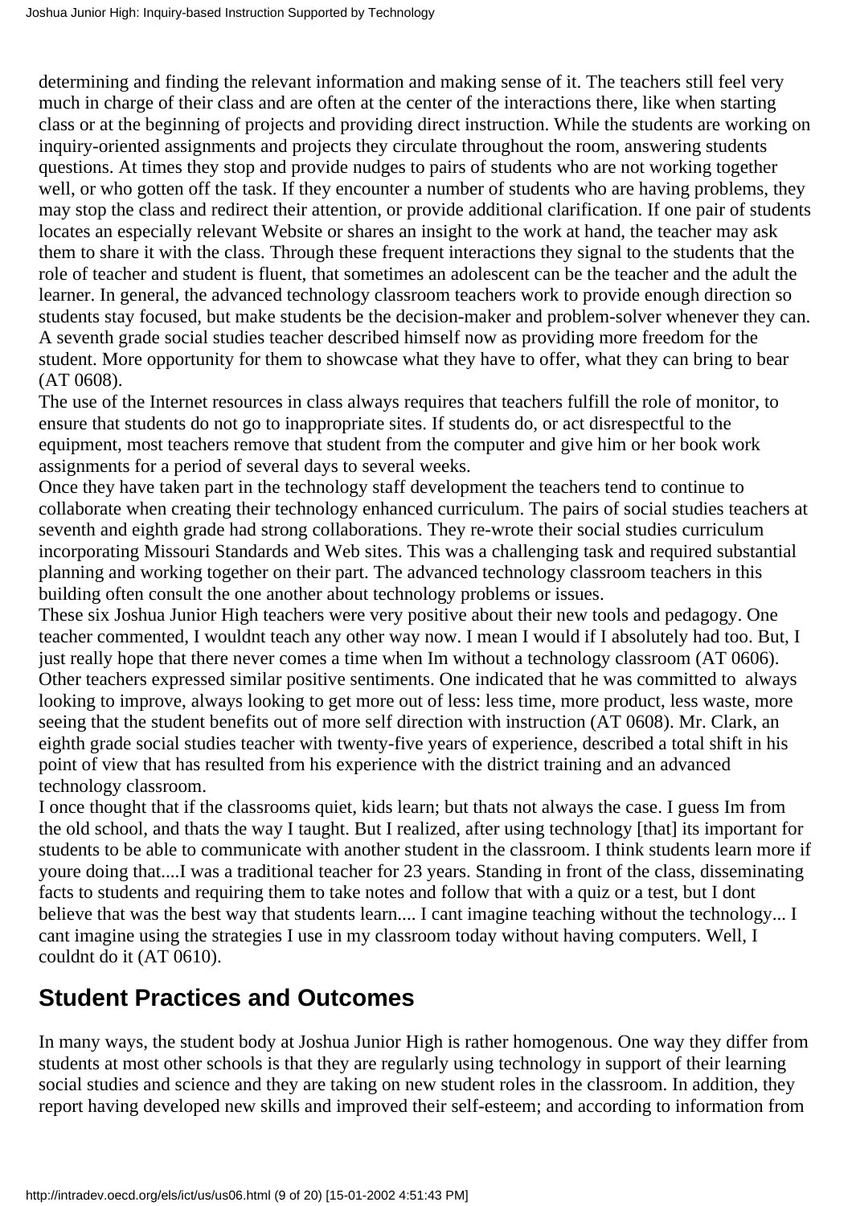determining and finding the relevant information and making sense of it. The teachers still feel very much in charge of their class and are often at the center of the interactions there, like when starting class or at the beginning of projects and providing direct instruction. While the students are working on inquiry-oriented assignments and projects they circulate throughout the room, answering students questions. At times they stop and provide nudges to pairs of students who are not working together well, or who gotten off the task. If they encounter a number of students who are having problems, they may stop the class and redirect their attention, or provide additional clarification. If one pair of students locates an especially relevant Website or shares an insight to the work at hand, the teacher may ask them to share it with the class. Through these frequent interactions they signal to the students that the role of teacher and student is fluent, that sometimes an adolescent can be the teacher and the adult the learner. In general, the advanced technology classroom teachers work to provide enough direction so students stay focused, but make students be the decision-maker and problem-solver whenever they can. A seventh grade social studies teacher described himself now as providing more freedom for the student. More opportunity for them to showcase what they have to offer, what they can bring to bear (AT 0608).

The use of the Internet resources in class always requires that teachers fulfill the role of monitor, to ensure that students do not go to inappropriate sites. If students do, or act disrespectful to the equipment, most teachers remove that student from the computer and give him or her book work assignments for a period of several days to several weeks.

Once they have taken part in the technology staff development the teachers tend to continue to collaborate when creating their technology enhanced curriculum. The pairs of social studies teachers at seventh and eighth grade had strong collaborations. They re-wrote their social studies curriculum incorporating Missouri Standards and Web sites. This was a challenging task and required substantial planning and working together on their part. The advanced technology classroom teachers in this building often consult the one another about technology problems or issues.

These six Joshua Junior High teachers were very positive about their new tools and pedagogy. One teacher commented, I wouldnt teach any other way now. I mean I would if I absolutely had too. But, I just really hope that there never comes a time when Im without a technology classroom (AT 0606). Other teachers expressed similar positive sentiments. One indicated that he was committed to always looking to improve, always looking to get more out of less: less time, more product, less waste, more seeing that the student benefits out of more self direction with instruction (AT 0608). Mr. Clark, an eighth grade social studies teacher with twenty-five years of experience, described a total shift in his point of view that has resulted from his experience with the district training and an advanced technology classroom.

I once thought that if the classrooms quiet, kids learn; but thats not always the case. I guess Im from the old school, and thats the way I taught. But I realized, after using technology [that] its important for students to be able to communicate with another student in the classroom. I think students learn more if youre doing that....I was a traditional teacher for 23 years. Standing in front of the class, disseminating facts to students and requiring them to take notes and follow that with a quiz or a test, but I dont believe that was the best way that students learn.... I cant imagine teaching without the technology... I cant imagine using the strategies I use in my classroom today without having computers. Well, I couldnt do it (AT 0610).

## Student Practices and Outcomes

In many ways, the student body at Joshua Junior High is rather homogenous. One way they differ from students at most other schools is that they are regularly using technology in support of their learning social studies and science and they are taking on new student roles in the classroom. In addition, they report having developed new skills and improved their self-esteem; and according to information from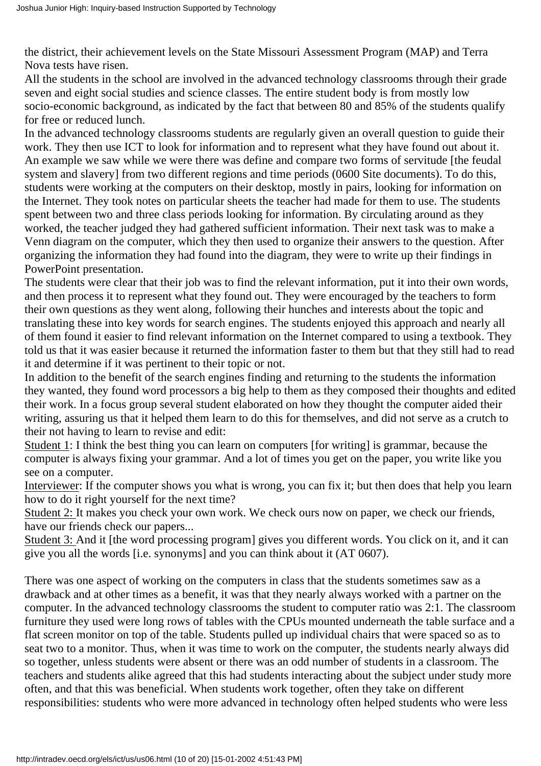the district, their achievement levels on the State Missouri Assessment Program (MAP) and Terra Nova tests have risen.

All the students in the school are involved in the advanced technology classrooms through their grade seven and eight social studies and science classes. The entire student body is from mostly low socio-economic background, as indicated by the fact that between 80 and 85% of the students qualify for free or reduced lunch.

In the advanced technology classrooms students are regularly given an overall question to guide their work. They then use ICT to look for information and to represent what they have found out about it. An example we saw while we were there was define and compare two forms of servitude [the feudal system and slavery] from two different regions and time periods (0600 Site documents). To do this, students were working at the computers on their desktop, mostly in pairs, looking for information on the Internet. They took notes on particular sheets the teacher had made for them to use. The students spent between two and three class periods looking for information. By circulating around as they worked, the teacher judged they had gathered sufficient information. Their next task was to make a Venn diagram on the computer, which they then used to organize their answers to the question. After organizing the information they had found into the diagram, they were to write up their findings in PowerPoint presentation.

The students were clear that their job was to find the relevant information, put it into their own words, and then process it to represent what they found out. They were encouraged by the teachers to form their own questions as they went along, following their hunches and interests about the topic and translating these into key words for search engines. The students enjoyed this approach and nearly all of them found it easier to find relevant information on the Internet compared to using a textbook. They told us that it was easier because it returned the information faster to them but that they still had to read it and determine if it was pertinent to their topic or not.

In addition to the benefit of the search engines finding and returning to the students the information they wanted, they found word processors a big help to them as they composed their thoughts and edited their work. In a focus group several student elaborated on how they thought the computer aided their writing, assuring us that it helped them learn to do this for themselves, and did not serve as a crutch to their not having to learn to revise and edit:

Student 1: I think the best thing you can learn on computers [for writing] is grammar, because the computer is always fixing your grammar. And a lot of times you get on the paper, you write like you see on a computer.

Interviewer: If the computer shows you what is wrong, you can fix it; but then does that help you learn how to do it right yourself for the next time?

Student 2: It makes you check your own work. We check ours now on paper, we check our friends, have our friends check our papers...

Student 3: And it [the word processing program] gives you different words. You click on it, and it can give you all the words [i.e. synonyms] and you can think about it (AT 0607).

There was one aspect of working on the computers in class that the students sometimes saw as a drawback and at other times as a benefit, it was that they nearly always worked with a partner on the computer. In the advanced technology classrooms the student to computer ratio was 2:1. The classroom furniture they used were long rows of tables with the CPUs mounted underneath the table surface and a flat screen monitor on top of the table. Students pulled up individual chairs that were spaced so as to seat two to a monitor. Thus, when it was time to work on the computer, the students nearly always did so together, unless students were absent or there was an odd number of students in a classroom. The teachers and students alike agreed that this had students interacting about the subject under study more often, and that this was beneficial. When students work together, often they take on different responsibilities: students who were more advanced in technology often helped students who were less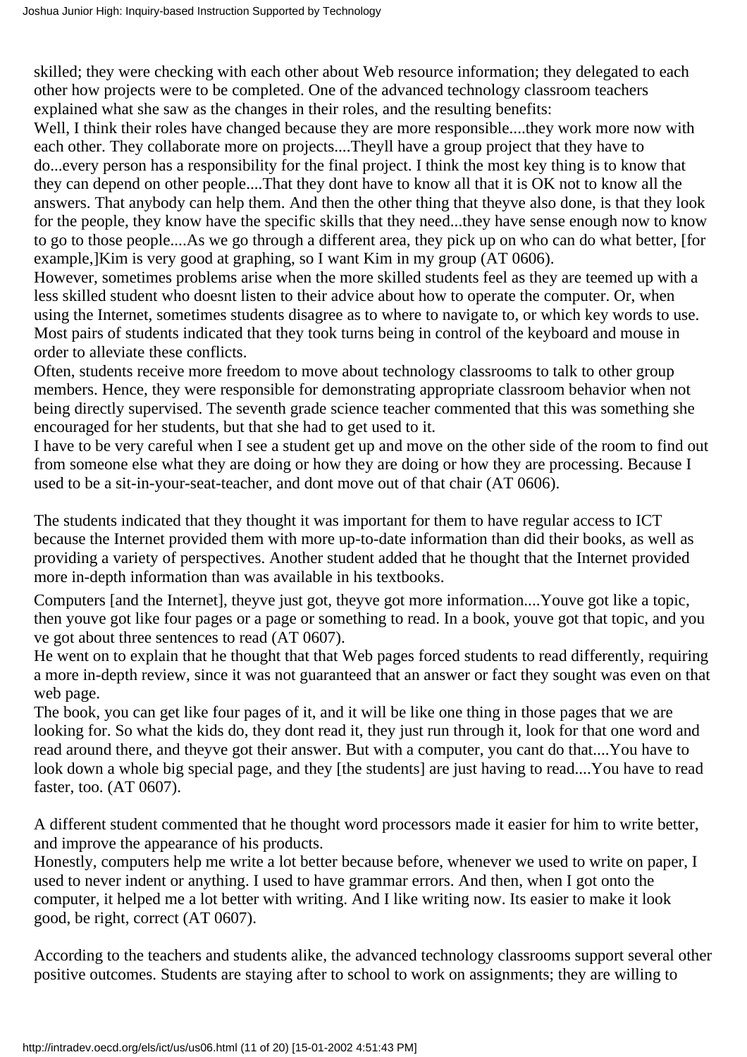skilled; they were checking with each other about Web resource information; they delegated to each other how projects were to be completed. One of the advanced technology classroom teachers explained what she saw as the changes in their roles, and the resulting benefits:

Well, I think their roles have changed because they are more responsible....they work more now with each other. They collaborate more on projects....Theyll have a group project that they have to do...every person has a responsibility for the final project. I think the most key thing is to know that they can depend on other people....That they dont have to know all that it is OK not to know all the answers. That anybody can help them. And then the other thing that theyve also done, is that they look for the people, they know have the specific skills that they need...they have sense enough now to know to go to those people....As we go through a different area, they pick up on who can do what better, [for example,]Kim is very good at graphing, so I want Kim in my group (AT 0606).

However, sometimes problems arise when the more skilled students feel as they are teemed up with a less skilled student who doesnt listen to their advice about how to operate the computer. Or, when using the Internet, sometimes students disagree as to where to navigate to, or which key words to use. Most pairs of students indicated that they took turns being in control of the keyboard and mouse in order to alleviate these conflicts.

Often, students receive more freedom to move about technology classrooms to talk to other group members. Hence, they were responsible for demonstrating appropriate classroom behavior when not being directly supervised. The seventh grade science teacher commented that this was something she encouraged for her students, but that she had to get used to it.

I have to be very careful when I see a student get up and move on the other side of the room to find out from someone else what they are doing or how they are doing or how they are processing. Because I used to be a sit-in-your-seat-teacher, and dont move out of that chair (AT 0606).

The students indicated that they thought it was important for them to have regular access to ICT because the Internet provided them with more up-to-date information than did their books, as well as providing a variety of perspectives. Another student added that he thought that the Internet provided more in-depth information than was available in his textbooks.

Computers [and the Internet], theyve just got, theyve got more information....Youve got like a topic, then youve got like four pages or a page or something to read. In a book, youve got that topic, and you ve got about three sentences to read (AT 0607).

He went on to explain that he thought that that Web pages forced students to read differently, requiring a more in-depth review, since it was not guaranteed that an answer or fact they sought was even on that web page.

The book, you can get like four pages of it, and it will be like one thing in those pages that we are looking for. So what the kids do, they dont read it, they just run through it, look for that one word and read around there, and theyve got their answer. But with a computer, you cant do that....You have to look down a whole big special page, and they [the students] are just having to read....You have to read faster, too. (AT 0607).

A different student commented that he thought word processors made it easier for him to write better, and improve the appearance of his products.

Honestly, computers help me write a lot better because before, whenever we used to write on paper, I used to never indent or anything. I used to have grammar errors. And then, when I got onto the computer, it helped me a lot better with writing. And I like writing now. Its easier to make it look good, be right, correct (AT 0607).

According to the teachers and students alike, the advanced technology classrooms support several other positive outcomes. Students are staying after to school to work on assignments; they are willing to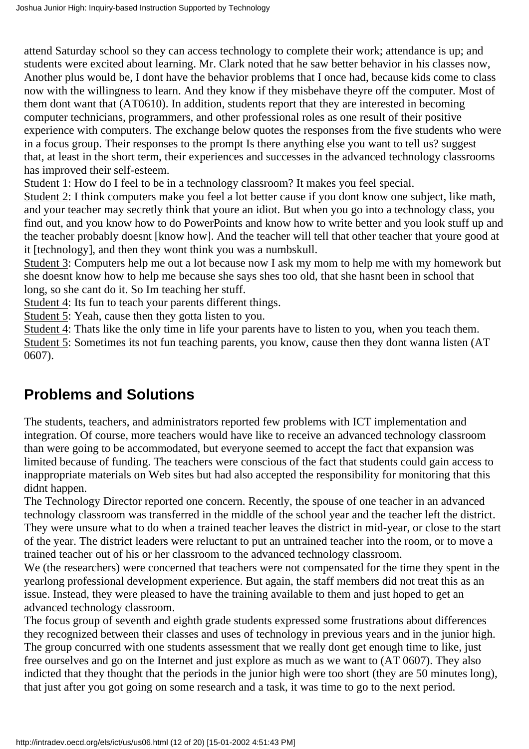attend Saturday school so they can access technology to complete their work; attendance is up; and students were excited about learning. Mr. Clark noted that he saw better behavior in his classes now, Another plus would be, I dont have the behavior problems that I once had, because kids come to class now with the willingness to learn. And they know if they misbehave theyre off the computer. Most of them dont want that (AT0610). In addition, students report that they are interested in becoming computer technicians, programmers, and other professional roles as one result of their positive experience with computers. The exchange below quotes the responses from the five students who were in a focus group. Their responses to the prompt Is there anything else you want to tell us? suggest that, at least in the short term, their experiences and successes in the advanced technology classrooms has improved their self-esteem.

Student 1: How do I feel to be in a technology classroom? It makes you feel special.

Student 2: I think computers make you feel a lot better cause if you dont know one subject, like math, and your teacher may secretly think that youre an idiot. But when you go into a technology class, you find out, and you know how to do PowerPoints and know how to write better and you look stuff up and the teacher probably doesnt [know how]. And the teacher will tell that other teacher that youre good at it [technology], and then they wont think you was a numbskull.

Student 3: Computers help me out a lot because now I ask my mom to help me with my homework but she doesnt know how to help me because she says shes too old, that she hasnt been in school that long, so she cant do it. So Im teaching her stuff.

Student 4: Its fun to teach your parents different things.

Student 5: Yeah, cause then they gotta listen to you.

Student 4: Thats like the only time in life your parents have to listen to you, when you teach them.

Student 5: Sometimes its not fun teaching parents, you know, cause then they dont wanna listen (AT 0607).

## Problems and Solutions

The students, teachers, and administrators reported few problems with ICT implementation and integration. Of course, more teachers would have like to receive an advanced technology classroom than were going to be accommodated, but everyone seemed to accept the fact that expansion was limited because of funding. The teachers were conscious of the fact that students could gain access to inappropriate materials on Web sites but had also accepted the responsibility for monitoring that this didnt happen.

The Technology Director reported one concern. Recently, the spouse of one teacher in an advanced technology classroom was transferred in the middle of the school year and the teacher left the district. They were unsure what to do when a trained teacher leaves the district in mid-year, or close to the start of the year. The district leaders were reluctant to put an untrained teacher into the room, or to move a trained teacher out of his or her classroom to the advanced technology classroom.

We (the researchers) were concerned that teachers were not compensated for the time they spent in the yearlong professional development experience. But again, the staff members did not treat this as an issue. Instead, they were pleased to have the training available to them and just hoped to get an advanced technology classroom.

The focus group of seventh and eighth grade students expressed some frustrations about differences they recognized between their classes and uses of technology in previous years and in the junior high. The group concurred with one students assessment that we really dont get enough time to like, just free ourselves and go on the Internet and just explore as much as we want to (AT 0607). They also indicted that they thought that the periods in the junior high were too short (they are 50 minutes long), that just after you got going on some research and a task, it was time to go to the next period.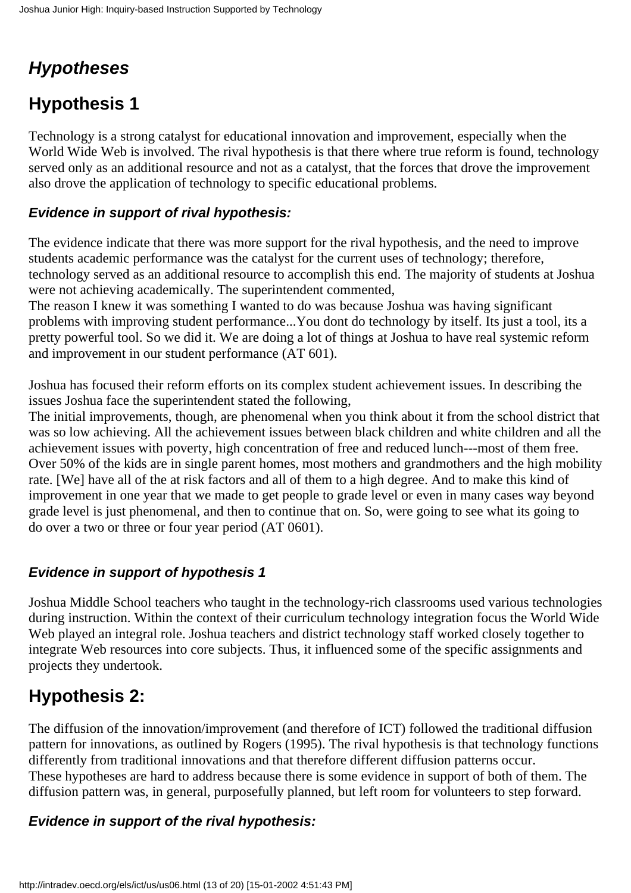## *Hypotheses*

## Hypothesis 1

Technology is a strong catalyst for educational innovation and improvement, especially when the World Wide Web is involved. The rival hypothesis is that there where true reform is found, technology served only as an additional resource and not as a catalyst, that the forces that drove the improvement also drove the application of technology to specific educational problems.

### *Evidence in support of rival hypothesis:*

The evidence indicate that there was more support for the rival hypothesis, and the need to improve students academic performance was the catalyst for the current uses of technology; therefore, technology served as an additional resource to accomplish this end. The majority of students at Joshua were not achieving academically. The superintendent commented,
The reason I knew it was something I wanted to do was because Joshua was having significant problems with improving student performance...You dont do technology by itself. Its just a tool, its a pretty powerful tool. So we did it. We are doing a lot of things at Joshua to have real systemic reform and improvement in our student performance (AT 601).

Joshua has focused their reform efforts on its complex student achievement issues. In describing the issues Joshua face the superintendent stated the following,
The initial improvements, though, are phenomenal when you think about it from the school district that was so low achieving. All the achievement issues between black children and white children and all the achievement issues with poverty, high concentration of free and reduced lunch---most of them free. Over 50% of the kids are in single parent homes, most mothers and grandmothers and the high mobility rate. [We] have all of the at risk factors and all of them to a high degree. And to make this kind of improvement in one year that we made to get people to grade level or even in many cases way beyond grade level is just phenomenal, and then to continue that on. So, were going to see what its going to do over a two or three or four year period (AT 0601).

### *Evidence in support of hypothesis 1*

Joshua Middle School teachers who taught in the technology-rich classrooms used various technologies during instruction. Within the context of their curriculum technology integration focus the World Wide Web played an integral role. Joshua teachers and district technology staff worked closely together to integrate Web resources into core subjects. Thus, it influenced some of the specific assignments and projects they undertook.

## Hypothesis 2:

The diffusion of the innovation/improvement (and therefore of ICT) followed the traditional diffusion pattern for innovations, as outlined by Rogers (1995). The rival hypothesis is that technology functions differently from traditional innovations and that therefore different diffusion patterns occur.
These hypotheses are hard to address because there is some evidence in support of both of them. The diffusion pattern was, in general, purposefully planned, but left room for volunteers to step forward.

### *Evidence in support of the rival hypothesis:*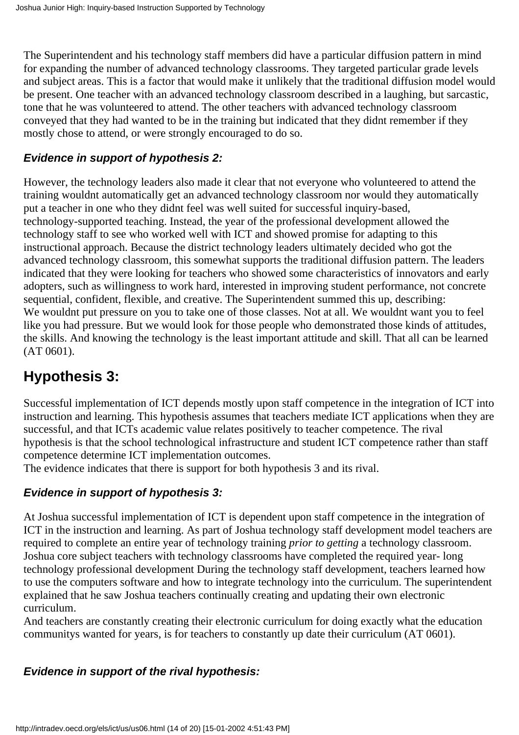The Superintendent and his technology staff members did have a particular diffusion pattern in mind for expanding the number of advanced technology classrooms. They targeted particular grade levels and subject areas. This is a factor that would make it unlikely that the traditional diffusion model would be present. One teacher with an advanced technology classroom described in a laughing, but sarcastic, tone that he was volunteered to attend. The other teachers with advanced technology classroom conveyed that they had wanted to be in the training but indicated that they didnt remember if they mostly chose to attend, or were strongly encouraged to do so.

### *Evidence in support of hypothesis 2:*

However, the technology leaders also made it clear that not everyone who volunteered to attend the training wouldnt automatically get an advanced technology classroom nor would they automatically put a teacher in one who they didnt feel was well suited for successful inquiry-based, technology-supported teaching. Instead, the year of the professional development allowed the technology staff to see who worked well with ICT and showed promise for adapting to this instructional approach. Because the district technology leaders ultimately decided who got the advanced technology classroom, this somewhat supports the traditional diffusion pattern. The leaders indicated that they were looking for teachers who showed some characteristics of innovators and early adopters, such as willingness to work hard, interested in improving student performance, not concrete sequential, confident, flexible, and creative. The Superintendent summed this up, describing:
We wouldnt put pressure on you to take one of those classes. Not at all. We wouldnt want you to feel like you had pressure. But we would look for those people who demonstrated those kinds of attitudes, the skills. And knowing the technology is the least important attitude and skill. That all can be learned (AT 0601).

## Hypothesis 3:

Successful implementation of ICT depends mostly upon staff competence in the integration of ICT into instruction and learning. This hypothesis assumes that teachers mediate ICT applications when they are successful, and that ICTs academic value relates positively to teacher competence. The rival hypothesis is that the school technological infrastructure and student ICT competence rather than staff competence determine ICT implementation outcomes.
The evidence indicates that there is support for both hypothesis 3 and its rival.

### *Evidence in support of hypothesis 3:*

At Joshua successful implementation of ICT is dependent upon staff competence in the integration of ICT in the instruction and learning. As part of Joshua technology staff development model teachers are required to complete an entire year of technology training *prior to getting* a technology classroom. Joshua core subject teachers with technology classrooms have completed the required year- long technology professional development During the technology staff development, teachers learned how to use the computers software and how to integrate technology into the curriculum. The superintendent explained that he saw Joshua teachers continually creating and updating their own electronic curriculum.
And teachers are constantly creating their electronic curriculum for doing exactly what the education communitys wanted for years, is for teachers to constantly up date their curriculum (AT 0601).

### *Evidence in support of the rival hypothesis:*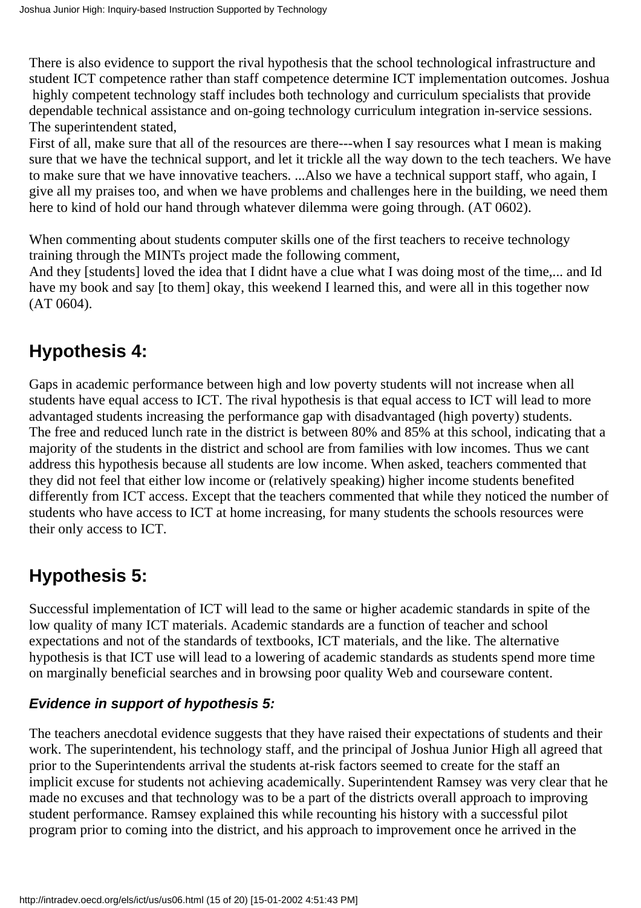There is also evidence to support the rival hypothesis that the school technological infrastructure and student ICT competence rather than staff competence determine ICT implementation outcomes. Joshua highly competent technology staff includes both technology and curriculum specialists that provide dependable technical assistance and on-going technology curriculum integration in-service sessions. The superintendent stated,

First of all, make sure that all of the resources are there---when I say resources what I mean is making sure that we have the technical support, and let it trickle all the way down to the tech teachers. We have to make sure that we have innovative teachers. ...Also we have a technical support staff, who again, I give all my praises too, and when we have problems and challenges here in the building, we need them here to kind of hold our hand through whatever dilemma were going through. (AT 0602).

When commenting about students computer skills one of the first teachers to receive technology training through the MINTs project made the following comment,

And they [students] loved the idea that I didnt have a clue what I was doing most of the time,... and Id have my book and say [to them] okay, this weekend I learned this, and were all in this together now (AT 0604).

## Hypothesis 4:

Gaps in academic performance between high and low poverty students will not increase when all students have equal access to ICT. The rival hypothesis is that equal access to ICT will lead to more advantaged students increasing the performance gap with disadvantaged (high poverty) students.

The free and reduced lunch rate in the district is between 80% and 85% at this school, indicating that a majority of the students in the district and school are from families with low incomes. Thus we cant address this hypothesis because all students are low income. When asked, teachers commented that they did not feel that either low income or (relatively speaking) higher income students benefited differently from ICT access. Except that the teachers commented that while they noticed the number of students who have access to ICT at home increasing, for many students the schools resources were their only access to ICT.

## Hypothesis 5:

Successful implementation of ICT will lead to the same or higher academic standards in spite of the low quality of many ICT materials. Academic standards are a function of teacher and school expectations and not of the standards of textbooks, ICT materials, and the like. The alternative hypothesis is that ICT use will lead to a lowering of academic standards as students spend more time on marginally beneficial searches and in browsing poor quality Web and courseware content.

### *Evidence in support of hypothesis 5:*

The teachers anecdotal evidence suggests that they have raised their expectations of students and their work. The superintendent, his technology staff, and the principal of Joshua Junior High all agreed that prior to the Superintendents arrival the students at-risk factors seemed to create for the staff an implicit excuse for students not achieving academically. Superintendent Ramsey was very clear that he made no excuses and that technology was to be a part of the districts overall approach to improving student performance. Ramsey explained this while recounting his history with a successful pilot program prior to coming into the district, and his approach to improvement once he arrived in the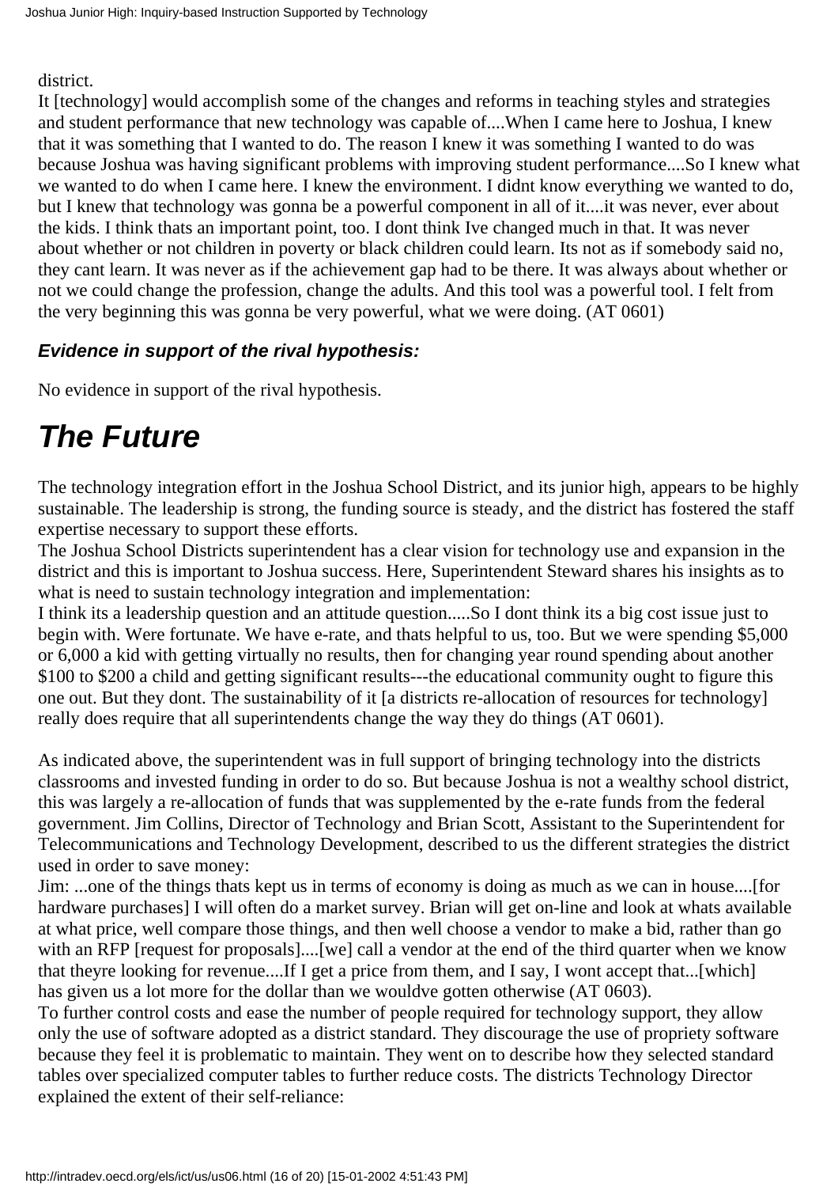district.

It [technology] would accomplish some of the changes and reforms in teaching styles and strategies and student performance that new technology was capable of....When I came here to Joshua, I knew that it was something that I wanted to do. The reason I knew it was something I wanted to do was because Joshua was having significant problems with improving student performance....So I knew what we wanted to do when I came here. I knew the environment. I didnt know everything we wanted to do, but I knew that technology was gonna be a powerful component in all of it....it was never, ever about the kids. I think thats an important point, too. I dont think Ive changed much in that. It was never about whether or not children in poverty or black children could learn. Its not as if somebody said no, they cant learn. It was never as if the achievement gap had to be there. It was always about whether or not we could change the profession, change the adults. And this tool was a powerful tool. I felt from the very beginning this was gonna be very powerful, what we were doing. (AT 0601)

***Evidence in support of the rival hypothesis:***

No evidence in support of the rival hypothesis.

# *The Future*

The technology integration effort in the Joshua School District, and its junior high, appears to be highly sustainable. The leadership is strong, the funding source is steady, and the district has fostered the staff expertise necessary to support these efforts.

The Joshua School Districts superintendent has a clear vision for technology use and expansion in the district and this is important to Joshua success. Here, Superintendent Steward shares his insights as to what is need to sustain technology integration and implementation:

I think its a leadership question and an attitude question.....So I dont think its a big cost issue just to begin with. Were fortunate. We have e-rate, and thats helpful to us, too. But we were spending $5,000 or 6,000 a kid with getting virtually no results, then for changing year round spending about another $100 to $200 a child and getting significant results---the educational community ought to figure this one out. But they dont. The sustainability of it [a districts re-allocation of resources for technology] really does require that all superintendents change the way they do things (AT 0601).

As indicated above, the superintendent was in full support of bringing technology into the districts classrooms and invested funding in order to do so. But because Joshua is not a wealthy school district, this was largely a re-allocation of funds that was supplemented by the e-rate funds from the federal government. Jim Collins, Director of Technology and Brian Scott, Assistant to the Superintendent for Telecommunications and Technology Development, described to us the different strategies the district used in order to save money:

Jim: ...one of the things thats kept us in terms of economy is doing as much as we can in house....[for hardware purchases] I will often do a market survey. Brian will get on-line and look at whats available at what price, well compare those things, and then well choose a vendor to make a bid, rather than go with an RFP [request for proposals]....[we] call a vendor at the end of the third quarter when we know that theyre looking for revenue....If I get a price from them, and I say, I wont accept that...[which] has given us a lot more for the dollar than we wouldve gotten otherwise (AT 0603).

To further control costs and ease the number of people required for technology support, they allow only the use of software adopted as a district standard. They discourage the use of propriety software because they feel it is problematic to maintain. They went on to describe how they selected standard tables over specialized computer tables to further reduce costs. The districts Technology Director explained the extent of their self-reliance: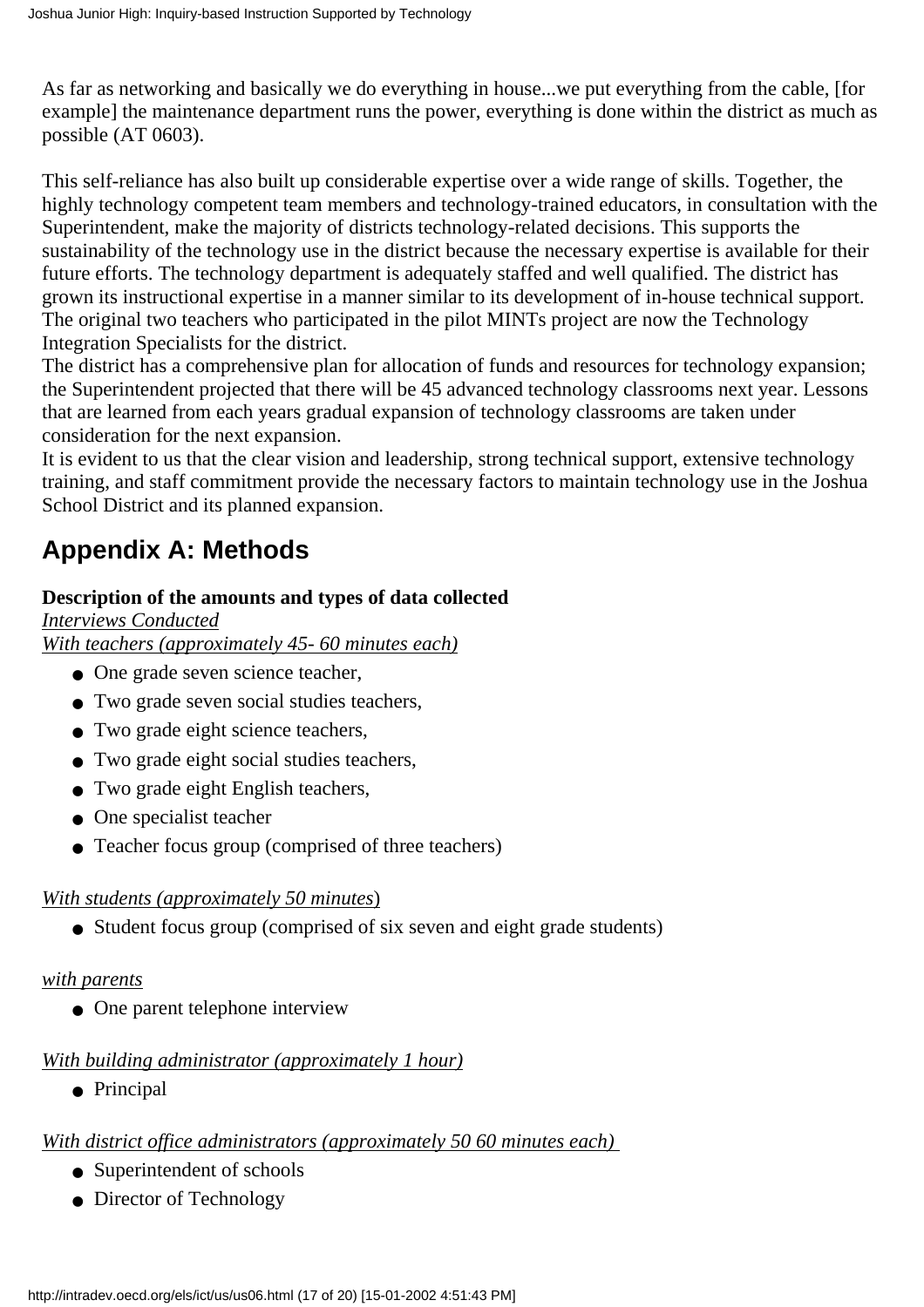As far as networking and basically we do everything in house...we put everything from the cable, [for example] the maintenance department runs the power, everything is done within the district as much as possible (AT 0603).

This self-reliance has also built up considerable expertise over a wide range of skills. Together, the highly technology competent team members and technology-trained educators, in consultation with the Superintendent, make the majority of districts technology-related decisions. This supports the sustainability of the technology use in the district because the necessary expertise is available for their future efforts. The technology department is adequately staffed and well qualified. The district has grown its instructional expertise in a manner similar to its development of in-house technical support. The original two teachers who participated in the pilot MINTs project are now the Technology Integration Specialists for the district.

The district has a comprehensive plan for allocation of funds and resources for technology expansion; the Superintendent projected that there will be 45 advanced technology classrooms next year. Lessons that are learned from each years gradual expansion of technology classrooms are taken under consideration for the next expansion.

It is evident to us that the clear vision and leadership, strong technical support, extensive technology training, and staff commitment provide the necessary factors to maintain technology use in the Joshua School District and its planned expansion.

## Appendix A: Methods

**Description of the amounts and types of data collected**

*Interviews Conducted*

*With teachers (approximately 45- 60 minutes each)*

- One grade seven science teacher,
- Two grade seven social studies teachers,
- Two grade eight science teachers,
- Two grade eight social studies teachers,
- Two grade eight English teachers,
- One specialist teacher
- Teacher focus group (comprised of three teachers)

*With students (approximately 50 minutes)*

- Student focus group (comprised of six seven and eight grade students)

*with parents*

- One parent telephone interview

*With building administrator (approximately 1 hour)*

- Principal

*With district office administrators (approximately 50 60 minutes each)*

- Superintendent of schools
- Director of Technology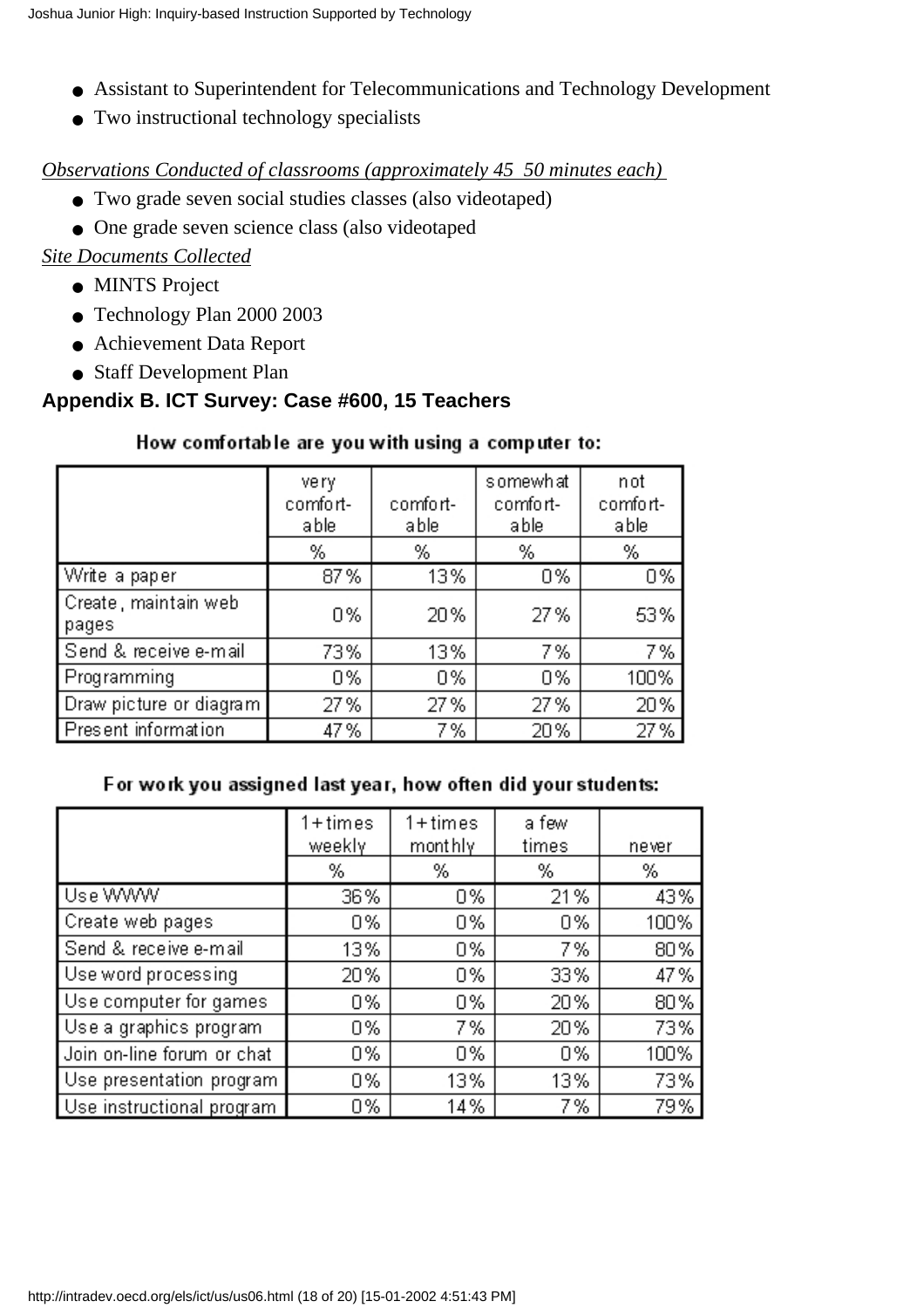- Assistant to Superintendent for Telecommunications and Technology Development
- Two instructional technology specialists

*Observations Conducted of classrooms (approximately 45 50 minutes each)*

- Two grade seven social studies classes (also videotaped)
- One grade seven science class (also videotaped

*Site Documents Collected*

- MINTS Project
- Technology Plan 2000 2003
- Achievement Data Report
- Staff Development Plan

## Appendix B. ICT Survey: Case #600, 15 Teachers

**How comfortable are you with using a computer to:**

| | very comfort-able | comfort-able | somewhat comfort-able | not comfort-able |
|---|---|---|---|---|
| | % | % | % | % |
| Write a paper | 87% | 13% | 0% | 0% |
| Create, maintain web pages | 0% | 20% | 27% | 53% |
| Send & receive e-mail | 73% | 13% | 7% | 7% |
| Programming | 0% | 0% | 0% | 100% |
| Draw picture or diagram | 27% | 27% | 27% | 20% |
| Present information | 47% | 7% | 20% | 27% |

**For work you assigned last year, how often did your students:**

| | 1+times weekly | 1+times monthly | a few times | never |
|---|---|---|---|---|
| | % | % | % | % |
| Use WWW | 36% | 0% | 21% | 43% |
| Create web pages | 0% | 0% | 0% | 100% |
| Send & receive e-mail | 13% | 0% | 7% | 80% |
| Use word processing | 20% | 0% | 33% | 47% |
| Use computer for games | 0% | 0% | 20% | 80% |
| Use a graphics program | 0% | 7% | 20% | 73% |
| Join on-line forum or chat | 0% | 0% | 0% | 100% |
| Use presentation program | 0% | 13% | 13% | 73% |
| Use instructional program | 0% | 14% | 7% | 79% |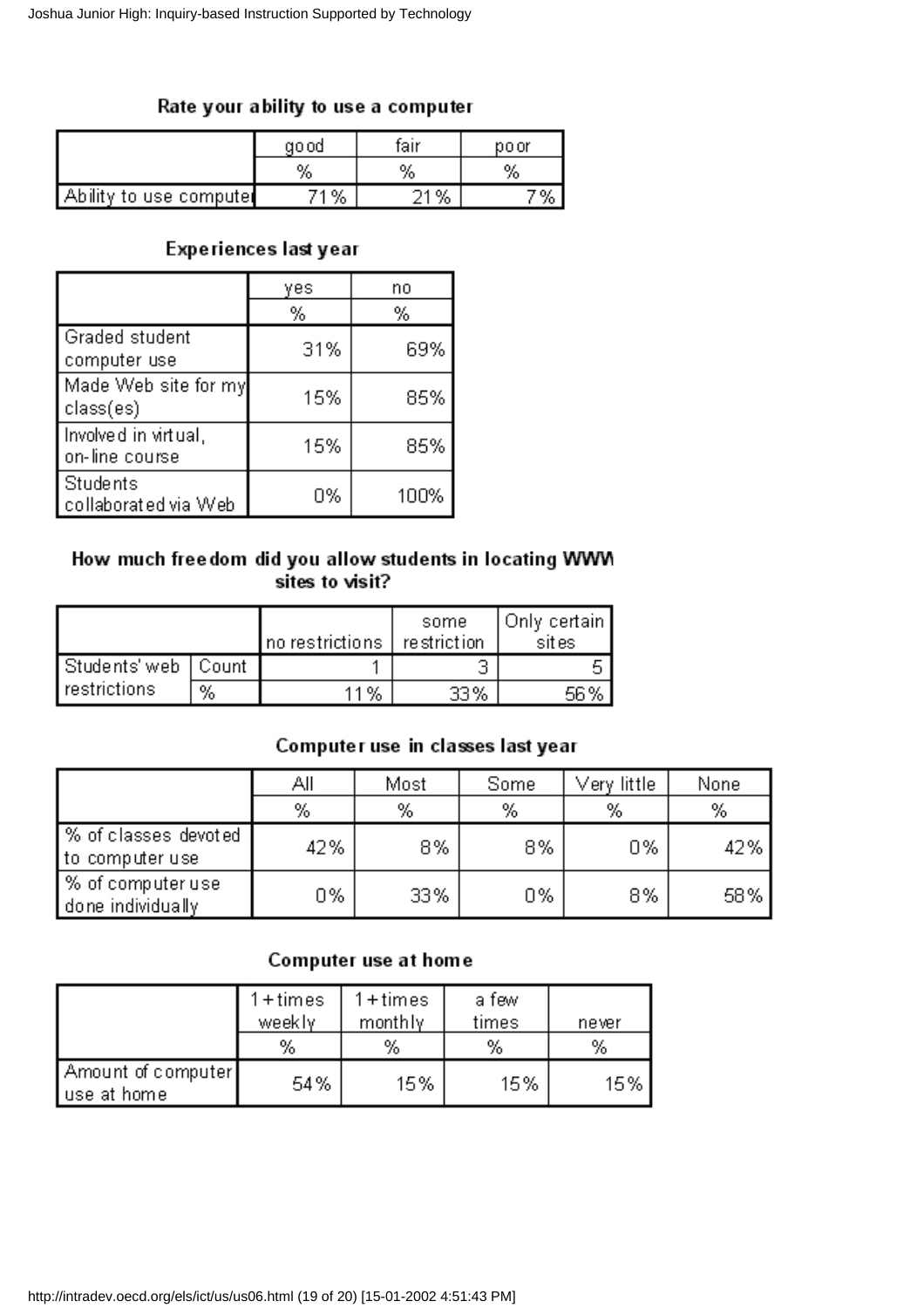### Rate your ability to use a computer

| | good | fair | poor |
|---|---|---|---|
| | % | % | % |
| Ability to use computer | 71% | 21% | 7% |

### Experiences last year

| | yes | no |
|---|---|---|
| | % | % |
| Graded student computer use | 31% | 69% |
| Made Web site for my class(es) | 15% | 85% |
| Involved in virtual, on-line course | 15% | 85% |
| Students collaborated via Web | 0% | 100% |

### How much freedom did you allow students in locating WWW sites to visit?

| | | no restrictions | some restriction | Only certain sites |
|---|---|---|---|---|
| Students' web restrictions | Count | 1 | 3 | 5 |
| | % | 11% | 33% | 56% |

### Computer use in classes last year

| | All | Most | Some | Very little | None |
|---|---|---|---|---|---|
| | % | % | % | % | % |
| % of classes devoted to computer use | 42% | 8% | 8% | 0% | 42% |
| % of computer use done individually | 0% | 33% | 0% | 8% | 58% |

### Computer use at home

| | 1+times weekly | 1+times monthly | a few times | never |
|---|---|---|---|---|
| | % | % | % | % |
| Amount of computer use at home | 54% | 15% | 15% | 15% |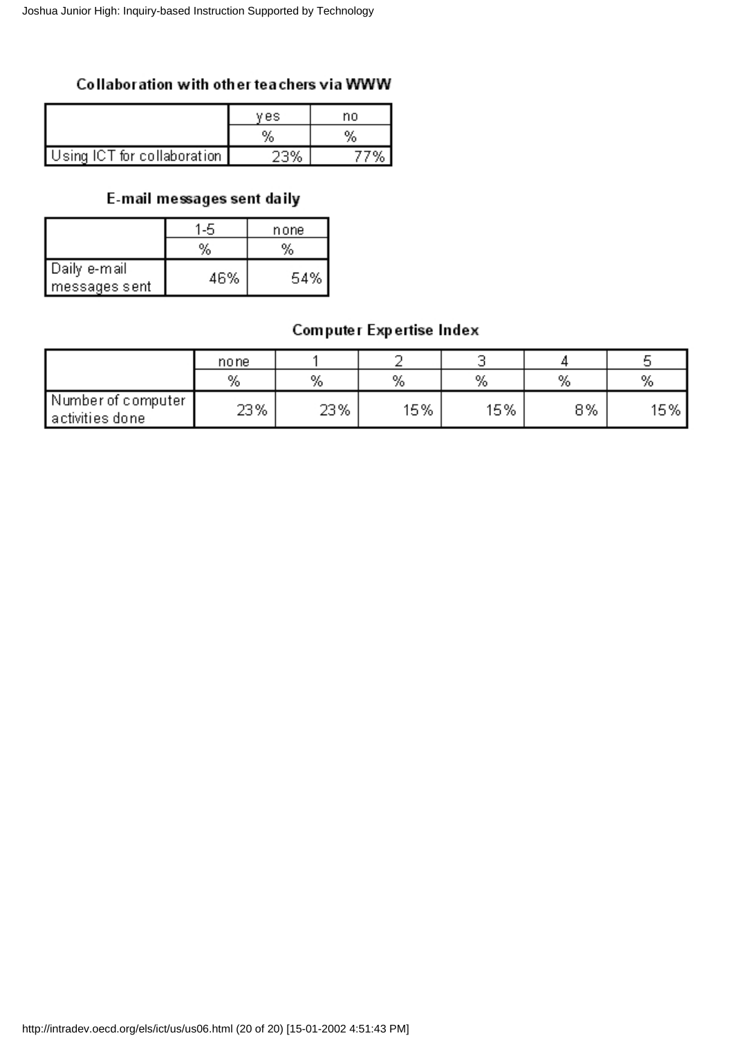### Collaboration with other teachers via WWW

| | yes | no |
|---|---|---|
| | % | % |
| Using ICT for collaboration | 23% | 77% |

### E-mail messages sent daily

| | 1-5 | none |
|---|---|---|
| | % | % |
| Daily e-mail messages sent | 46% | 54% |

### Computer Expertise Index

| | none | 1 | 2 | 3 | 4 | 5 |
|---|---|---|---|---|---|---|
| | % | % | % | % | % | % |
| Number of computer activities done | 23% | 23% | 15% | 15% | 8% | 15% |